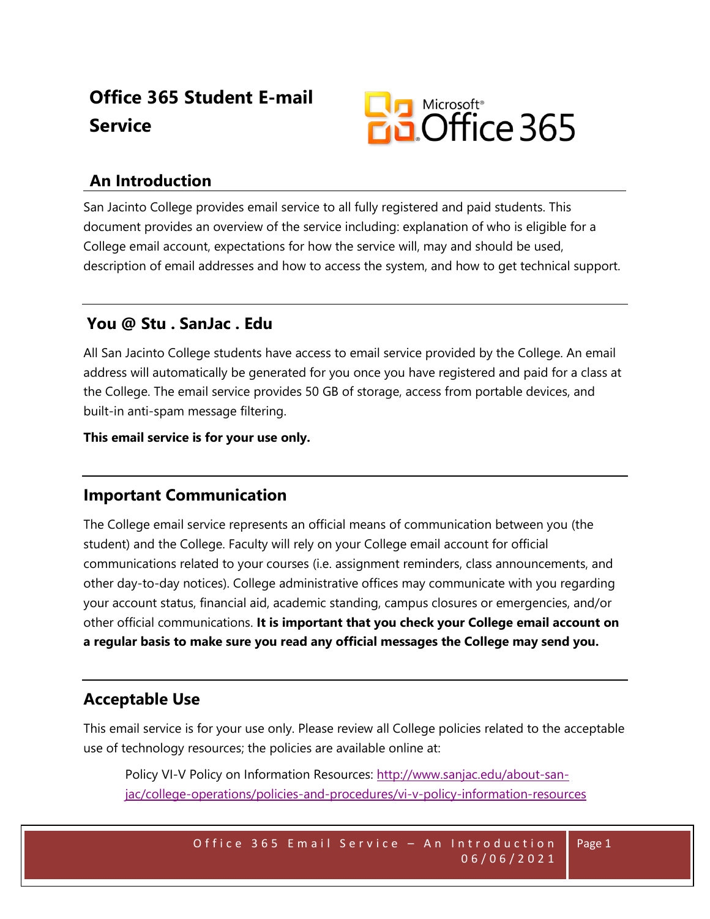# Office 365 Student E-mail Service

## An Introduction

San Jacinto College provides email service to all fully registered and paid students. This document provides an overview of the service including: explanation of who is eligible for a College email account, expectations for how the service will, may and should be used, description of email addresses and how to access the system, and how to get technical support.

## You @ Stu . SanJac . Edu

All San Jacinto College students have access to email service provided by the College. An email address will automatically be generated for you once you have registered and paid for a class at the College. The email service provides 50 GB of storage, access from portable devices, and built-in anti-spam message filtering.

**This email service is for your use only.**

## Important Communication

The College email service represents an official means of communication between you (the student) and the College. Faculty will rely on your College email account for official communications related to your courses (i.e. assignment reminders, class announcements, and other day-to-day notices). College administrative offices may communicate with you regarding your account status, financial aid, academic standing, campus closures or emergencies, and/or other official communications. **It is important that you check your College email account on a regular basis to make sure you read any official messages the College may send you.**

## Acceptable Use

This email service is for your use only. Please review all College policies related to the acceptable use of technology resources; the policies are available online at:

> Policy VI-V Policy on Information Resources: [http://www.sanjac.edu/about-san-jac/college-operations/policies-and-procedures/vi-v-policy-information-resources](http://www.sanjac.edu/about-san-jac/college-operations/policies-and-procedures/vi-v-policy-information-resources)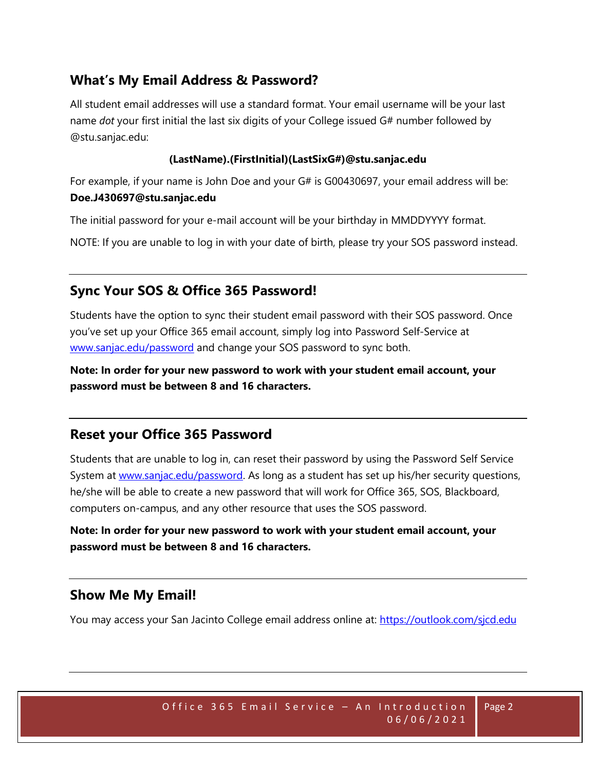## What's My Email Address & Password?

All student email addresses will use a standard format. Your email username will be your last name *dot* your first initial the last six digits of your College issued G# number followed by @stu.sanjac.edu:

**(LastName).(FirstInitial)(LastSixG#)@stu.sanjac.edu**

For example, if your name is John Doe and your G# is G00430697, your email address will be: **Doe.J430697@stu.sanjac.edu**

The initial password for your e-mail account will be your birthday in MMDDYYYY format.

NOTE: If you are unable to log in with your date of birth, please try your SOS password instead.

## Sync Your SOS & Office 365 Password!

Students have the option to sync their student email password with their SOS password. Once you've set up your Office 365 email account, simply log into Password Self-Service at [www.sanjac.edu/password](www.sanjac.edu/password) and change your SOS password to sync both.

**Note: In order for your new password to work with your student email account, your password must be between 8 and 16 characters.**

## Reset your Office 365 Password

Students that are unable to log in, can reset their password by using the Password Self Service System at [www.sanjac.edu/password](www.sanjac.edu/password). As long as a student has set up his/her security questions, he/she will be able to create a new password that will work for Office 365, SOS, Blackboard, computers on-campus, and any other resource that uses the SOS password.

**Note: In order for your new password to work with your student email account, your password must be between 8 and 16 characters.**

## Show Me My Email!

You may access your San Jacinto College email address online at: [https://outlook.com/sjcd.edu](https://outlook.com/sjcd.edu)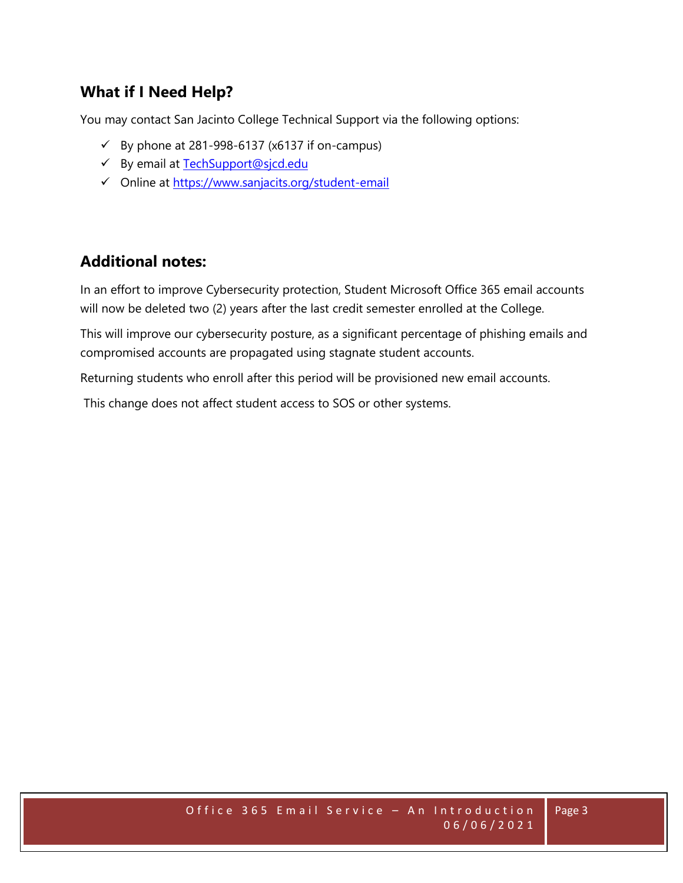## What if I Need Help?

You may contact San Jacinto College Technical Support via the following options:

- ✓ By phone at 281-998-6137 (x6137 if on-campus)
- ✓ By email at [TechSupport@sjcd.edu](mailto:TechSupport@sjcd.edu)
- ✓ Online at [https://www.sanjacits.org/student-email](https://www.sanjacits.org/student-email)

## Additional notes:

In an effort to improve Cybersecurity protection, Student Microsoft Office 365 email accounts will now be deleted two (2) years after the last credit semester enrolled at the College.

This will improve our cybersecurity posture, as a significant percentage of phishing emails and compromised accounts are propagated using stagnate student accounts.

Returning students who enroll after this period will be provisioned new email accounts.

This change does not affect student access to SOS or other systems.